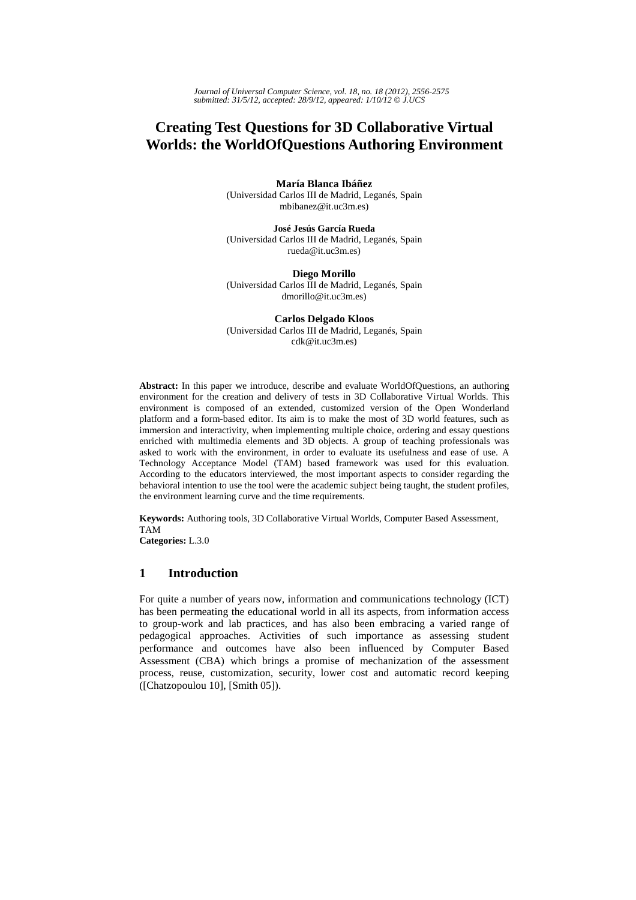*Journal of Universal Computer Science, vol. 18, no. 18 (2012), 2556-2575*
*submitted: 31/5/12, accepted: 28/9/12, appeared: 1/10/12 © J.UCS*

# Creating Test Questions for 3D Collaborative Virtual Worlds: the WorldOfQuestions Authoring Environment

**María Blanca Ibáñez**
(Universidad Carlos III de Madrid, Leganés, Spain
mbibanez@it.uc3m.es)

**José Jesús García Rueda**
(Universidad Carlos III de Madrid, Leganés, Spain
rueda@it.uc3m.es)

**Diego Morillo**
(Universidad Carlos III de Madrid, Leganés, Spain
dmorillo@it.uc3m.es)

**Carlos Delgado Kloos**
(Universidad Carlos III de Madrid, Leganés, Spain
cdk@it.uc3m.es)

**Abstract:** In this paper we introduce, describe and evaluate WorldOfQuestions, an authoring environment for the creation and delivery of tests in 3D Collaborative Virtual Worlds. This environment is composed of an extended, customized version of the Open Wonderland platform and a form-based editor. Its aim is to make the most of 3D world features, such as immersion and interactivity, when implementing multiple choice, ordering and essay questions enriched with multimedia elements and 3D objects. A group of teaching professionals was asked to work with the environment, in order to evaluate its usefulness and ease of use. A Technology Acceptance Model (TAM) based framework was used for this evaluation. According to the educators interviewed, the most important aspects to consider regarding the behavioral intention to use the tool were the academic subject being taught, the student profiles, the environment learning curve and the time requirements.

**Keywords:** Authoring tools, 3D Collaborative Virtual Worlds, Computer Based Assessment, TAM
**Categories:** L.3.0

## 1 Introduction

For quite a number of years now, information and communications technology (ICT) has been permeating the educational world in all its aspects, from information access to group-work and lab practices, and has also been embracing a varied range of pedagogical approaches. Activities of such importance as assessing student performance and outcomes have also been influenced by Computer Based Assessment (CBA) which brings a promise of mechanization of the assessment process, reuse, customization, security, lower cost and automatic record keeping ([Chatzopoulou 10], [Smith 05]).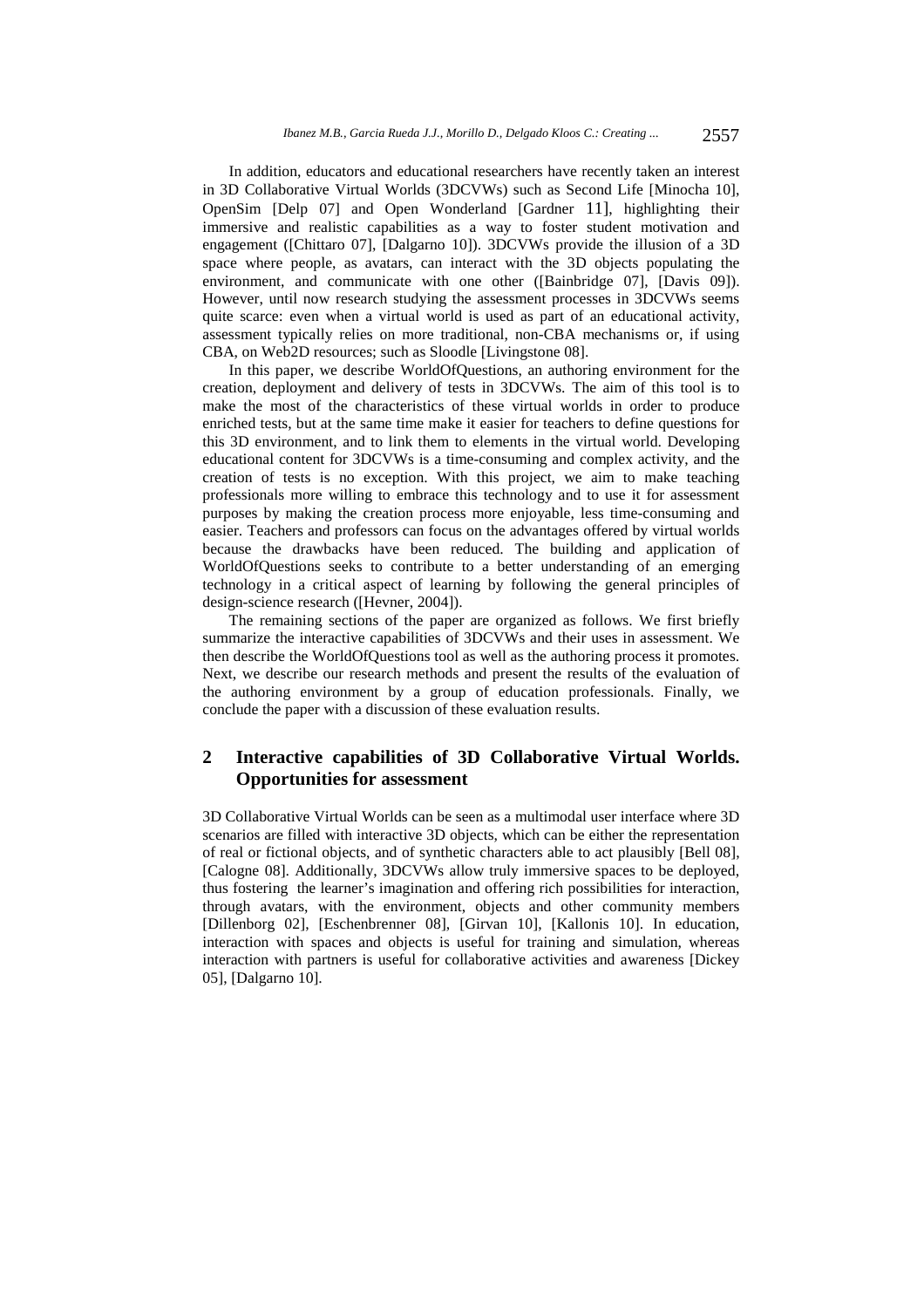In addition, educators and educational researchers have recently taken an interest in 3D Collaborative Virtual Worlds (3DCVWs) such as Second Life [Minocha 10], OpenSim [Delp 07] and Open Wonderland [Gardner 11], highlighting their immersive and realistic capabilities as a way to foster student motivation and engagement ([Chittaro 07], [Dalgarno 10]). 3DCVWs provide the illusion of a 3D space where people, as avatars, can interact with the 3D objects populating the environment, and communicate with one other ([Bainbridge 07], [Davis 09]). However, until now research studying the assessment processes in 3DCVWs seems quite scarce: even when a virtual world is used as part of an educational activity, assessment typically relies on more traditional, non-CBA mechanisms or, if using CBA, on Web2D resources; such as Sloodle [Livingstone 08].

In this paper, we describe WorldOfQuestions, an authoring environment for the creation, deployment and delivery of tests in 3DCVWs. The aim of this tool is to make the most of the characteristics of these virtual worlds in order to produce enriched tests, but at the same time make it easier for teachers to define questions for this 3D environment, and to link them to elements in the virtual world. Developing educational content for 3DCVWs is a time-consuming and complex activity, and the creation of tests is no exception. With this project, we aim to make teaching professionals more willing to embrace this technology and to use it for assessment purposes by making the creation process more enjoyable, less time-consuming and easier. Teachers and professors can focus on the advantages offered by virtual worlds because the drawbacks have been reduced. The building and application of WorldOfQuestions seeks to contribute to a better understanding of an emerging technology in a critical aspect of learning by following the general principles of design-science research ([Hevner, 2004]).

The remaining sections of the paper are organized as follows. We first briefly summarize the interactive capabilities of 3DCVWs and their uses in assessment. We then describe the WorldOfQuestions tool as well as the authoring process it promotes. Next, we describe our research methods and present the results of the evaluation of the authoring environment by a group of education professionals. Finally, we conclude the paper with a discussion of these evaluation results.

## 2 Interactive capabilities of 3D Collaborative Virtual Worlds. Opportunities for assessment

3D Collaborative Virtual Worlds can be seen as a multimodal user interface where 3D scenarios are filled with interactive 3D objects, which can be either the representation of real or fictional objects, and of synthetic characters able to act plausibly [Bell 08], [Calogne 08]. Additionally, 3DCVWs allow truly immersive spaces to be deployed, thus fostering the learner's imagination and offering rich possibilities for interaction, through avatars, with the environment, objects and other community members [Dillenborg 02], [Eschenbrenner 08], [Girvan 10], [Kallonis 10]. In education, interaction with spaces and objects is useful for training and simulation, whereas interaction with partners is useful for collaborative activities and awareness [Dickey 05], [Dalgarno 10].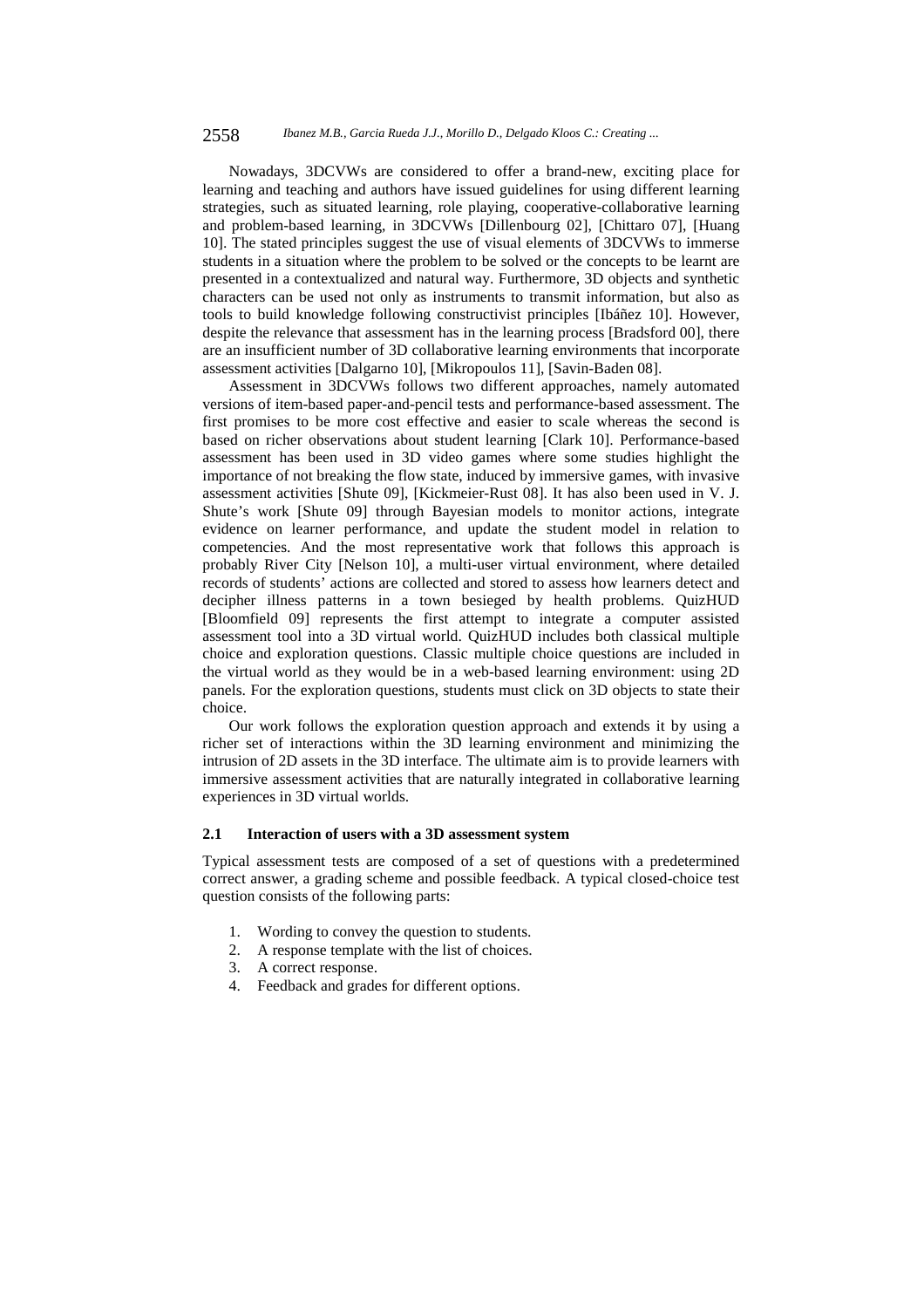Nowadays, 3DCVWs are considered to offer a brand-new, exciting place for learning and teaching and authors have issued guidelines for using different learning strategies, such as situated learning, role playing, cooperative-collaborative learning and problem-based learning, in 3DCVWs [Dillenbourg 02], [Chittaro 07], [Huang 10]. The stated principles suggest the use of visual elements of 3DCVWs to immerse students in a situation where the problem to be solved or the concepts to be learnt are presented in a contextualized and natural way. Furthermore, 3D objects and synthetic characters can be used not only as instruments to transmit information, but also as tools to build knowledge following constructivist principles [Ibáñez 10]. However, despite the relevance that assessment has in the learning process [Bradsford 00], there are an insufficient number of 3D collaborative learning environments that incorporate assessment activities [Dalgarno 10], [Mikropoulos 11], [Savin-Baden 08].

Assessment in 3DCVWs follows two different approaches, namely automated versions of item-based paper-and-pencil tests and performance-based assessment. The first promises to be more cost effective and easier to scale whereas the second is based on richer observations about student learning [Clark 10]. Performance-based assessment has been used in 3D video games where some studies highlight the importance of not breaking the flow state, induced by immersive games, with invasive assessment activities [Shute 09], [Kickmeier-Rust 08]. It has also been used in V. J. Shute's work [Shute 09] through Bayesian models to monitor actions, integrate evidence on learner performance, and update the student model in relation to competencies. And the most representative work that follows this approach is probably River City [Nelson 10], a multi-user virtual environment, where detailed records of students' actions are collected and stored to assess how learners detect and decipher illness patterns in a town besieged by health problems. QuizHUD [Bloomfield 09] represents the first attempt to integrate a computer assisted assessment tool into a 3D virtual world. QuizHUD includes both classical multiple choice and exploration questions. Classic multiple choice questions are included in the virtual world as they would be in a web-based learning environment: using 2D panels. For the exploration questions, students must click on 3D objects to state their choice.

Our work follows the exploration question approach and extends it by using a richer set of interactions within the 3D learning environment and minimizing the intrusion of 2D assets in the 3D interface. The ultimate aim is to provide learners with immersive assessment activities that are naturally integrated in collaborative learning experiences in 3D virtual worlds.

### 2.1 Interaction of users with a 3D assessment system

Typical assessment tests are composed of a set of questions with a predetermined correct answer, a grading scheme and possible feedback. A typical closed-choice test question consists of the following parts:

1. Wording to convey the question to students.
2. A response template with the list of choices.
3. A correct response.
4. Feedback and grades for different options.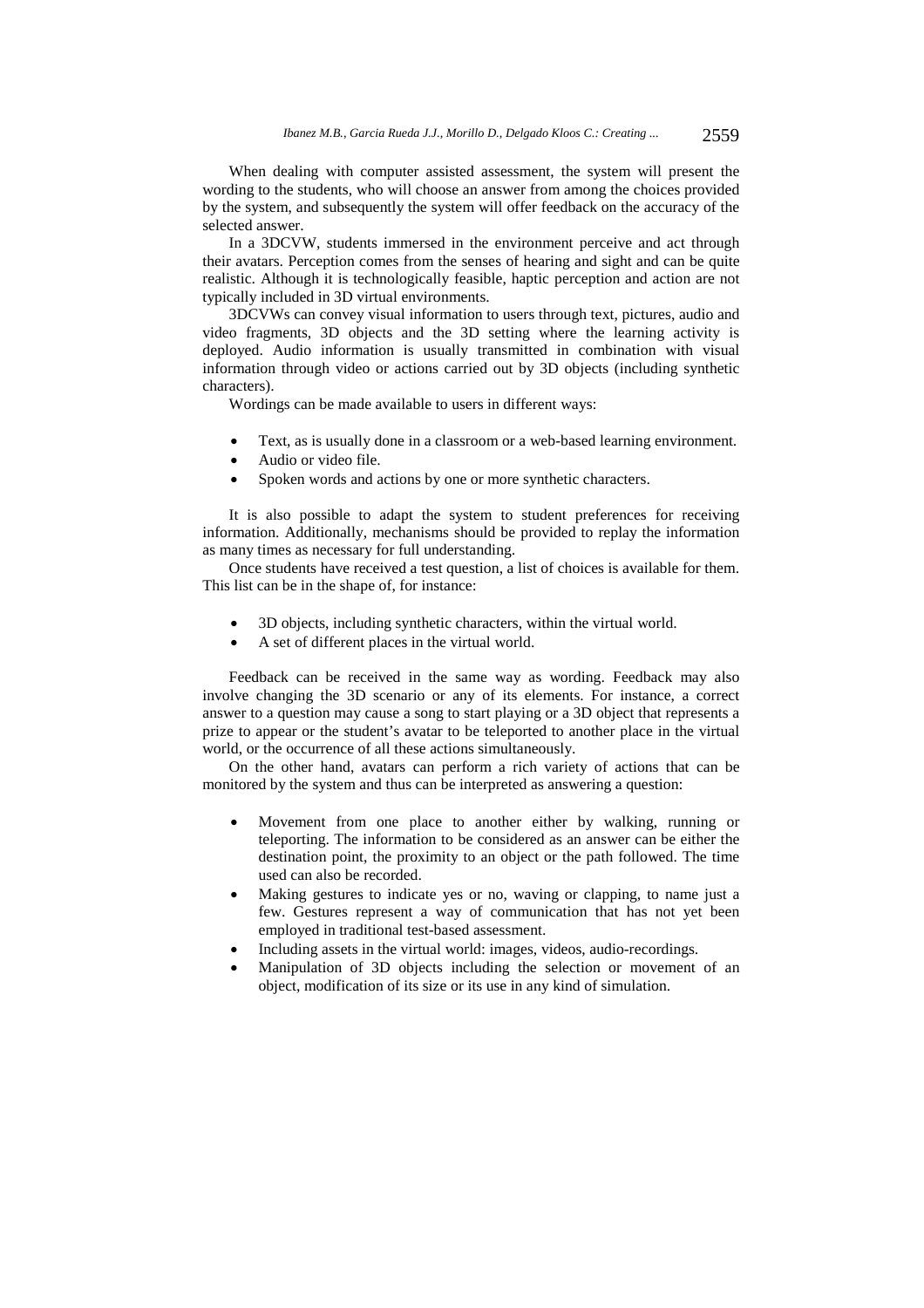When dealing with computer assisted assessment, the system will present the wording to the students, who will choose an answer from among the choices provided by the system, and subsequently the system will offer feedback on the accuracy of the selected answer.

In a 3DCVW, students immersed in the environment perceive and act through their avatars. Perception comes from the senses of hearing and sight and can be quite realistic. Although it is technologically feasible, haptic perception and action are not typically included in 3D virtual environments.

3DCVWs can convey visual information to users through text, pictures, audio and video fragments, 3D objects and the 3D setting where the learning activity is deployed. Audio information is usually transmitted in combination with visual information through video or actions carried out by 3D objects (including synthetic characters).

Wordings can be made available to users in different ways:

- Text, as is usually done in a classroom or a web-based learning environment.
- Audio or video file.
- Spoken words and actions by one or more synthetic characters.

It is also possible to adapt the system to student preferences for receiving information. Additionally, mechanisms should be provided to replay the information as many times as necessary for full understanding.

Once students have received a test question, a list of choices is available for them. This list can be in the shape of, for instance:

- 3D objects, including synthetic characters, within the virtual world.
- A set of different places in the virtual world.

Feedback can be received in the same way as wording. Feedback may also involve changing the 3D scenario or any of its elements. For instance, a correct answer to a question may cause a song to start playing or a 3D object that represents a prize to appear or the student's avatar to be teleported to another place in the virtual world, or the occurrence of all these actions simultaneously.

On the other hand, avatars can perform a rich variety of actions that can be monitored by the system and thus can be interpreted as answering a question:

- Movement from one place to another either by walking, running or teleporting. The information to be considered as an answer can be either the destination point, the proximity to an object or the path followed. The time used can also be recorded.
- Making gestures to indicate yes or no, waving or clapping, to name just a few. Gestures represent a way of communication that has not yet been employed in traditional test-based assessment.
- Including assets in the virtual world: images, videos, audio-recordings.
- Manipulation of 3D objects including the selection or movement of an object, modification of its size or its use in any kind of simulation.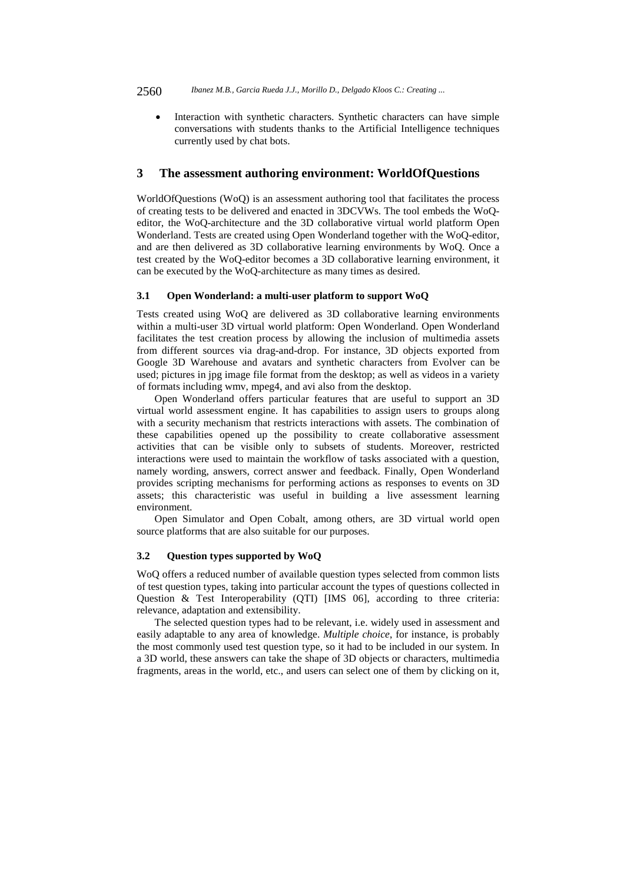- Interaction with synthetic characters. Synthetic characters can have simple conversations with students thanks to the Artificial Intelligence techniques currently used by chat bots.

## 3 The assessment authoring environment: WorldOfQuestions

WorldOfQuestions (WoQ) is an assessment authoring tool that facilitates the process of creating tests to be delivered and enacted in 3DCVWs. The tool embeds the WoQ-editor, the WoQ-architecture and the 3D collaborative virtual world platform Open Wonderland. Tests are created using Open Wonderland together with the WoQ-editor, and are then delivered as 3D collaborative learning environments by WoQ. Once a test created by the WoQ-editor becomes a 3D collaborative learning environment, it can be executed by the WoQ-architecture as many times as desired.

### 3.1 Open Wonderland: a multi-user platform to support WoQ

Tests created using WoQ are delivered as 3D collaborative learning environments within a multi-user 3D virtual world platform: Open Wonderland. Open Wonderland facilitates the test creation process by allowing the inclusion of multimedia assets from different sources via drag-and-drop. For instance, 3D objects exported from Google 3D Warehouse and avatars and synthetic characters from Evolver can be used; pictures in jpg image file format from the desktop; as well as videos in a variety of formats including wmv, mpeg4, and avi also from the desktop.

Open Wonderland offers particular features that are useful to support an 3D virtual world assessment engine. It has capabilities to assign users to groups along with a security mechanism that restricts interactions with assets. The combination of these capabilities opened up the possibility to create collaborative assessment activities that can be visible only to subsets of students. Moreover, restricted interactions were used to maintain the workflow of tasks associated with a question, namely wording, answers, correct answer and feedback. Finally, Open Wonderland provides scripting mechanisms for performing actions as responses to events on 3D assets; this characteristic was useful in building a live assessment learning environment.

Open Simulator and Open Cobalt, among others, are 3D virtual world open source platforms that are also suitable for our purposes.

### 3.2 Question types supported by WoQ

WoQ offers a reduced number of available question types selected from common lists of test question types, taking into particular account the types of questions collected in Question & Test Interoperability (QTI) [IMS 06], according to three criteria: relevance, adaptation and extensibility.

The selected question types had to be relevant, i.e. widely used in assessment and easily adaptable to any area of knowledge. *Multiple choice*, for instance, is probably the most commonly used test question type, so it had to be included in our system. In a 3D world, these answers can take the shape of 3D objects or characters, multimedia fragments, areas in the world, etc., and users can select one of them by clicking on it,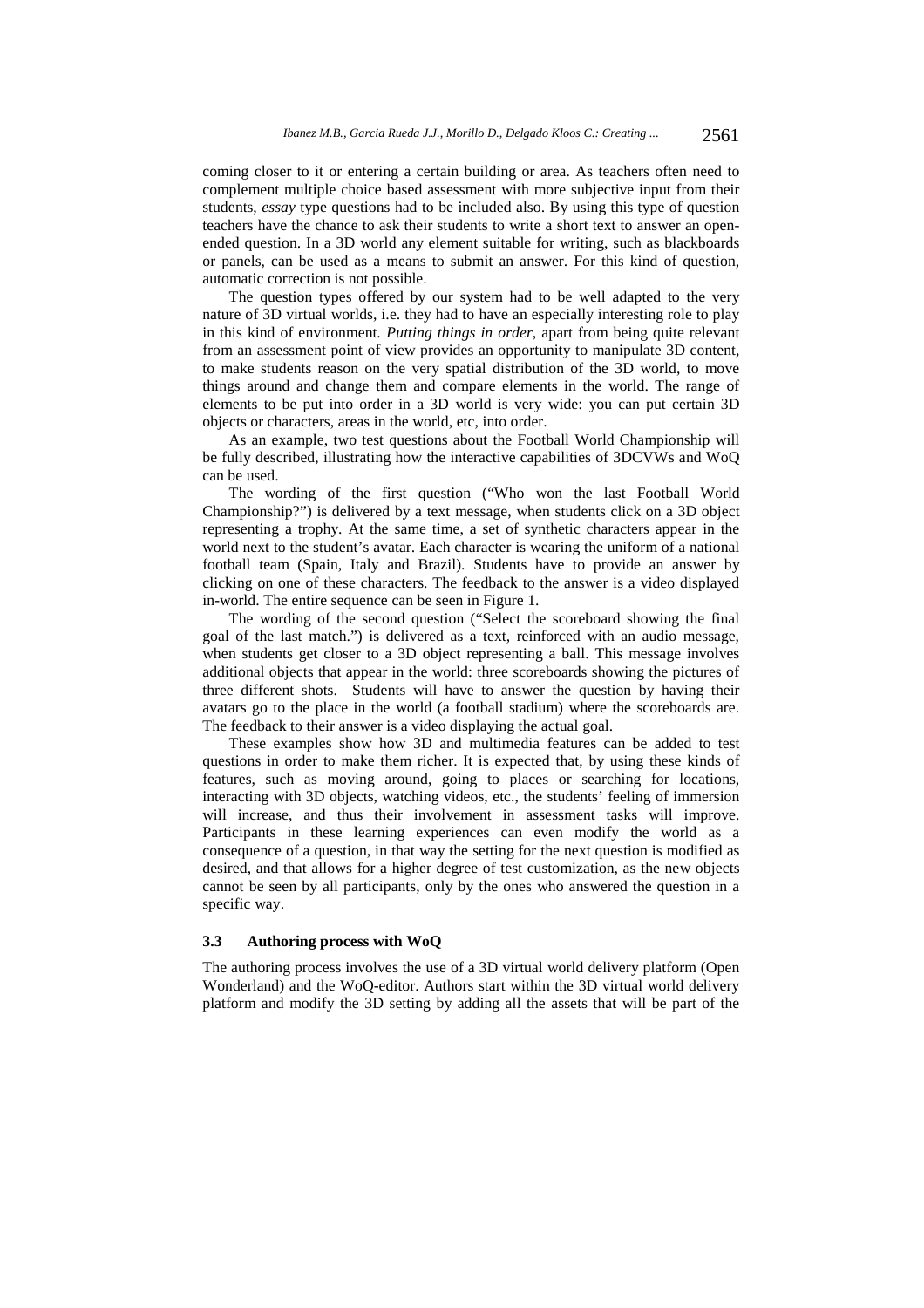coming closer to it or entering a certain building or area. As teachers often need to complement multiple choice based assessment with more subjective input from their students, *essay* type questions had to be included also. By using this type of question teachers have the chance to ask their students to write a short text to answer an open-ended question. In a 3D world any element suitable for writing, such as blackboards or panels, can be used as a means to submit an answer. For this kind of question, automatic correction is not possible.

The question types offered by our system had to be well adapted to the very nature of 3D virtual worlds, i.e. they had to have an especially interesting role to play in this kind of environment. *Putting things in order*, apart from being quite relevant from an assessment point of view provides an opportunity to manipulate 3D content, to make students reason on the very spatial distribution of the 3D world, to move things around and change them and compare elements in the world. The range of elements to be put into order in a 3D world is very wide: you can put certain 3D objects or characters, areas in the world, etc, into order.

As an example, two test questions about the Football World Championship will be fully described, illustrating how the interactive capabilities of 3DCVWs and WoQ can be used.

The wording of the first question ("Who won the last Football World Championship?") is delivered by a text message, when students click on a 3D object representing a trophy. At the same time, a set of synthetic characters appear in the world next to the student's avatar. Each character is wearing the uniform of a national football team (Spain, Italy and Brazil). Students have to provide an answer by clicking on one of these characters. The feedback to the answer is a video displayed in-world. The entire sequence can be seen in Figure 1.

The wording of the second question ("Select the scoreboard showing the final goal of the last match.") is delivered as a text, reinforced with an audio message, when students get closer to a 3D object representing a ball. This message involves additional objects that appear in the world: three scoreboards showing the pictures of three different shots. Students will have to answer the question by having their avatars go to the place in the world (a football stadium) where the scoreboards are. The feedback to their answer is a video displaying the actual goal.

These examples show how 3D and multimedia features can be added to test questions in order to make them richer. It is expected that, by using these kinds of features, such as moving around, going to places or searching for locations, interacting with 3D objects, watching videos, etc., the students' feeling of immersion will increase, and thus their involvement in assessment tasks will improve. Participants in these learning experiences can even modify the world as a consequence of a question, in that way the setting for the next question is modified as desired, and that allows for a higher degree of test customization, as the new objects cannot be seen by all participants, only by the ones who answered the question in a specific way.

### 3.3 Authoring process with WoQ

The authoring process involves the use of a 3D virtual world delivery platform (Open Wonderland) and the WoQ-editor. Authors start within the 3D virtual world delivery platform and modify the 3D setting by adding all the assets that will be part of the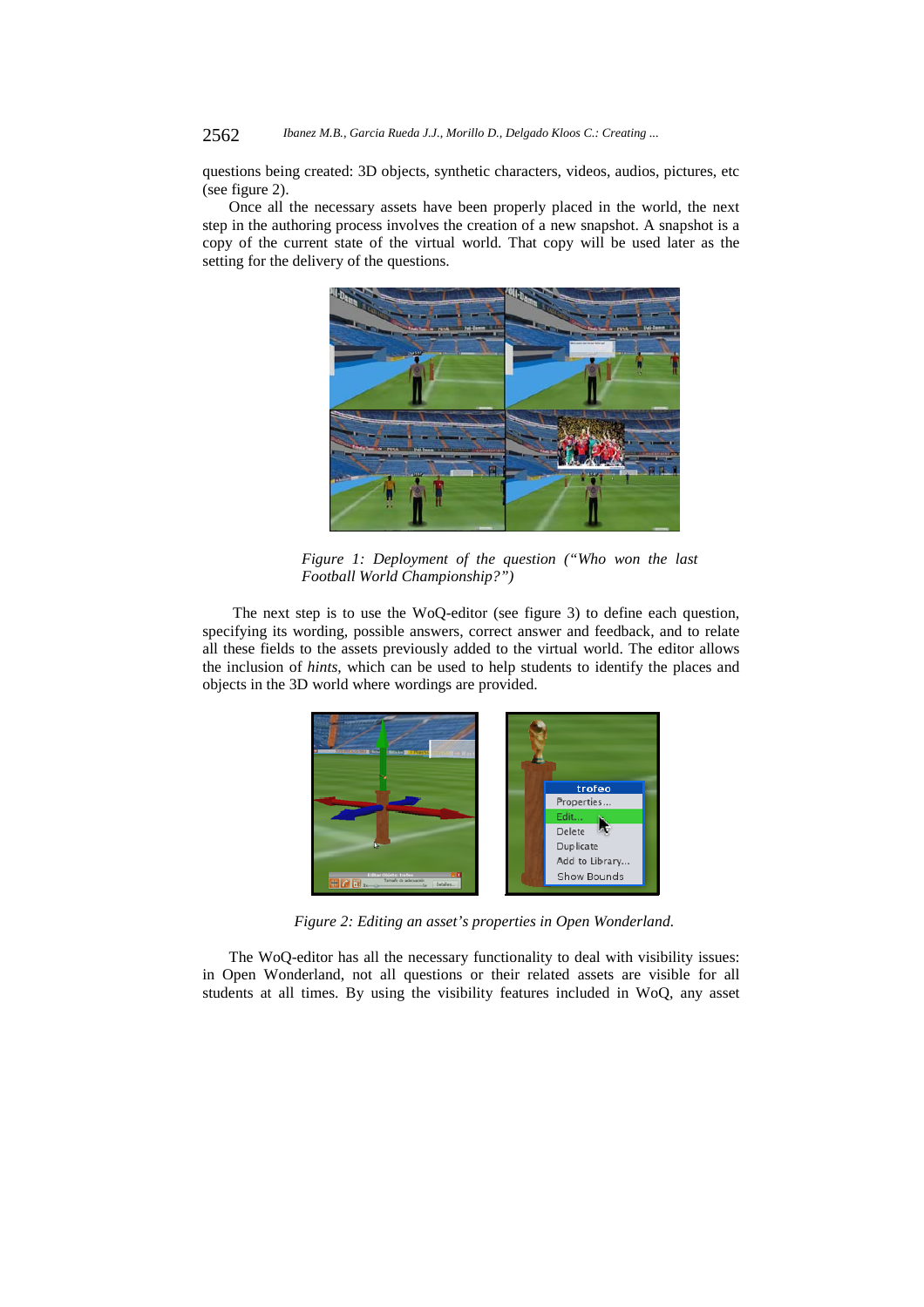questions being created: 3D objects, synthetic characters, videos, audios, pictures, etc (see figure 2).

Once all the necessary assets have been properly placed in the world, the next step in the authoring process involves the creation of a new snapshot. A snapshot is a copy of the current state of the virtual world. That copy will be used later as the setting for the delivery of the questions.

*Figure 1: Deployment of the question ("Who won the last Football World Championship?")*

The next step is to use the WoQ-editor (see figure 3) to define each question, specifying its wording, possible answers, correct answer and feedback, and to relate all these fields to the assets previously added to the virtual world. The editor allows the inclusion of *hints*, which can be used to help students to identify the places and objects in the 3D world where wordings are provided.

*Figure 2: Editing an asset's properties in Open Wonderland.*

The WoQ-editor has all the necessary functionality to deal with visibility issues: in Open Wonderland, not all questions or their related assets are visible for all students at all times. By using the visibility features included in WoQ, any asset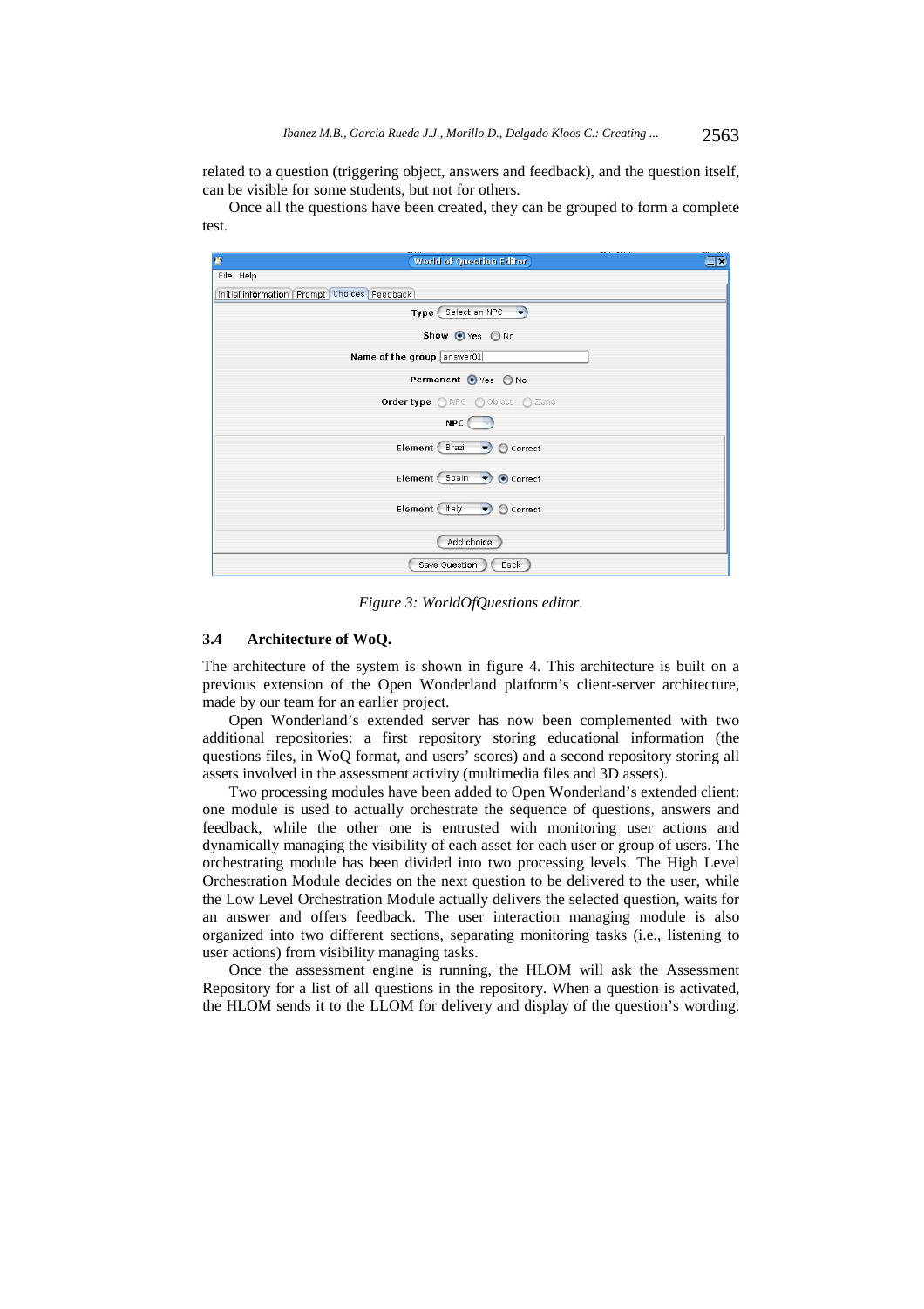related to a question (triggering object, answers and feedback), and the question itself, can be visible for some students, but not for others.

Once all the questions have been created, they can be grouped to form a complete test.

Figure 3: WorldOfQuestions editor.

### 3.4 Architecture of WoQ.

The architecture of the system is shown in figure 4. This architecture is built on a previous extension of the Open Wonderland platform's client-server architecture, made by our team for an earlier project.

Open Wonderland's extended server has now been complemented with two additional repositories: a first repository storing educational information (the questions files, in WoQ format, and users' scores) and a second repository storing all assets involved in the assessment activity (multimedia files and 3D assets).

Two processing modules have been added to Open Wonderland's extended client: one module is used to actually orchestrate the sequence of questions, answers and feedback, while the other one is entrusted with monitoring user actions and dynamically managing the visibility of each asset for each user or group of users. The orchestrating module has been divided into two processing levels. The High Level Orchestration Module decides on the next question to be delivered to the user, while the Low Level Orchestration Module actually delivers the selected question, waits for an answer and offers feedback. The user interaction managing module is also organized into two different sections, separating monitoring tasks (i.e., listening to user actions) from visibility managing tasks.

Once the assessment engine is running, the HLOM will ask the Assessment Repository for a list of all questions in the repository. When a question is activated, the HLOM sends it to the LLOM for delivery and display of the question's wording.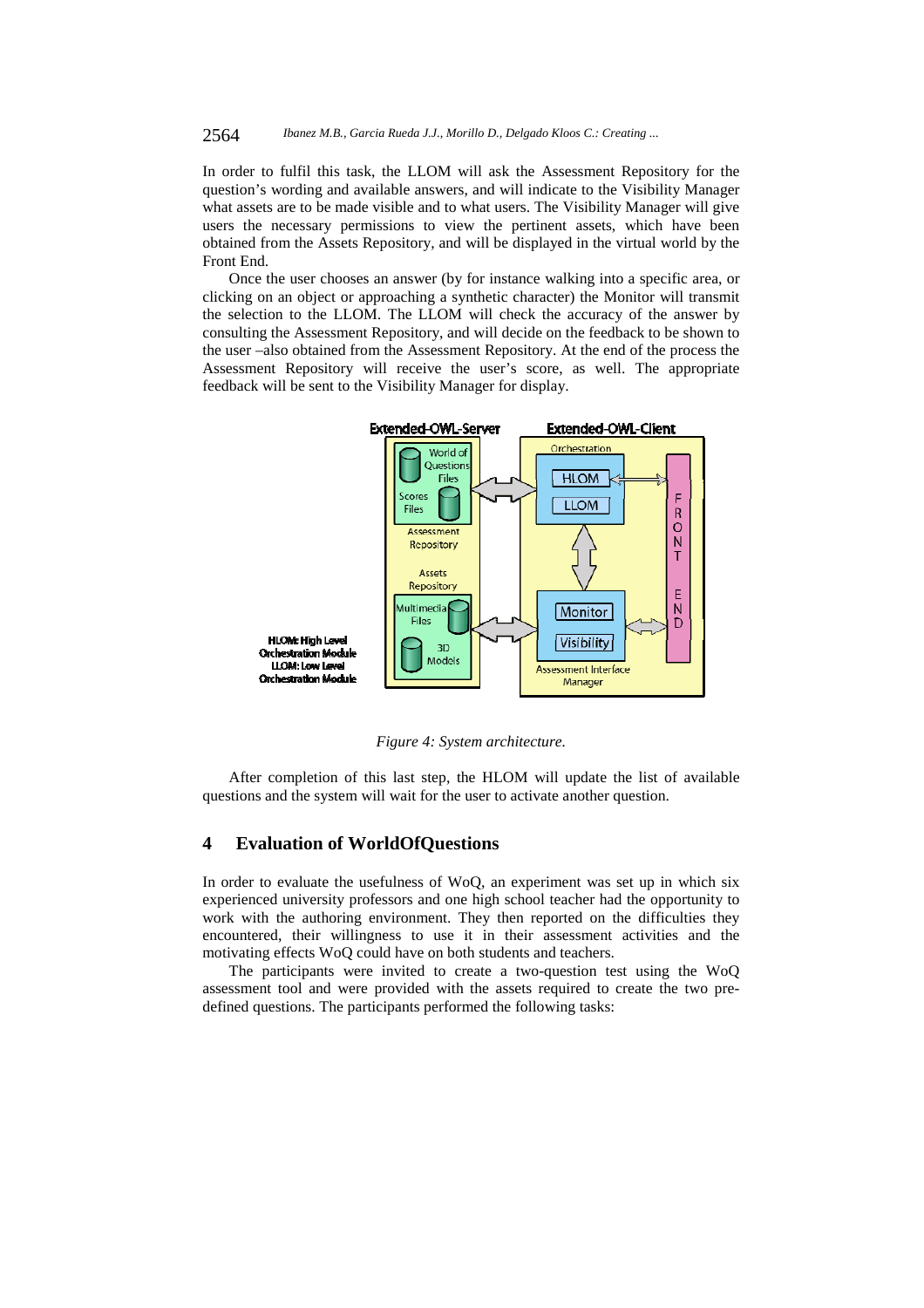In order to fulfil this task, the LLOM will ask the Assessment Repository for the question's wording and available answers, and will indicate to the Visibility Manager what assets are to be made visible and to what users. The Visibility Manager will give users the necessary permissions to view the pertinent assets, which have been obtained from the Assets Repository, and will be displayed in the virtual world by the Front End.

Once the user chooses an answer (by for instance walking into a specific area, or clicking on an object or approaching a synthetic character) the Monitor will transmit the selection to the LLOM. The LLOM will check the accuracy of the answer by consulting the Assessment Repository, and will decide on the feedback to be shown to the user –also obtained from the Assessment Repository. At the end of the process the Assessment Repository will receive the user's score, as well. The appropriate feedback will be sent to the Visibility Manager for display.

*Figure 4: System architecture.*

After completion of this last step, the HLOM will update the list of available questions and the system will wait for the user to activate another question.

## 4 Evaluation of WorldOfQuestions

In order to evaluate the usefulness of WoQ, an experiment was set up in which six experienced university professors and one high school teacher had the opportunity to work with the authoring environment. They then reported on the difficulties they encountered, their willingness to use it in their assessment activities and the motivating effects WoQ could have on both students and teachers.

The participants were invited to create a two-question test using the WoQ assessment tool and were provided with the assets required to create the two pre-defined questions. The participants performed the following tasks: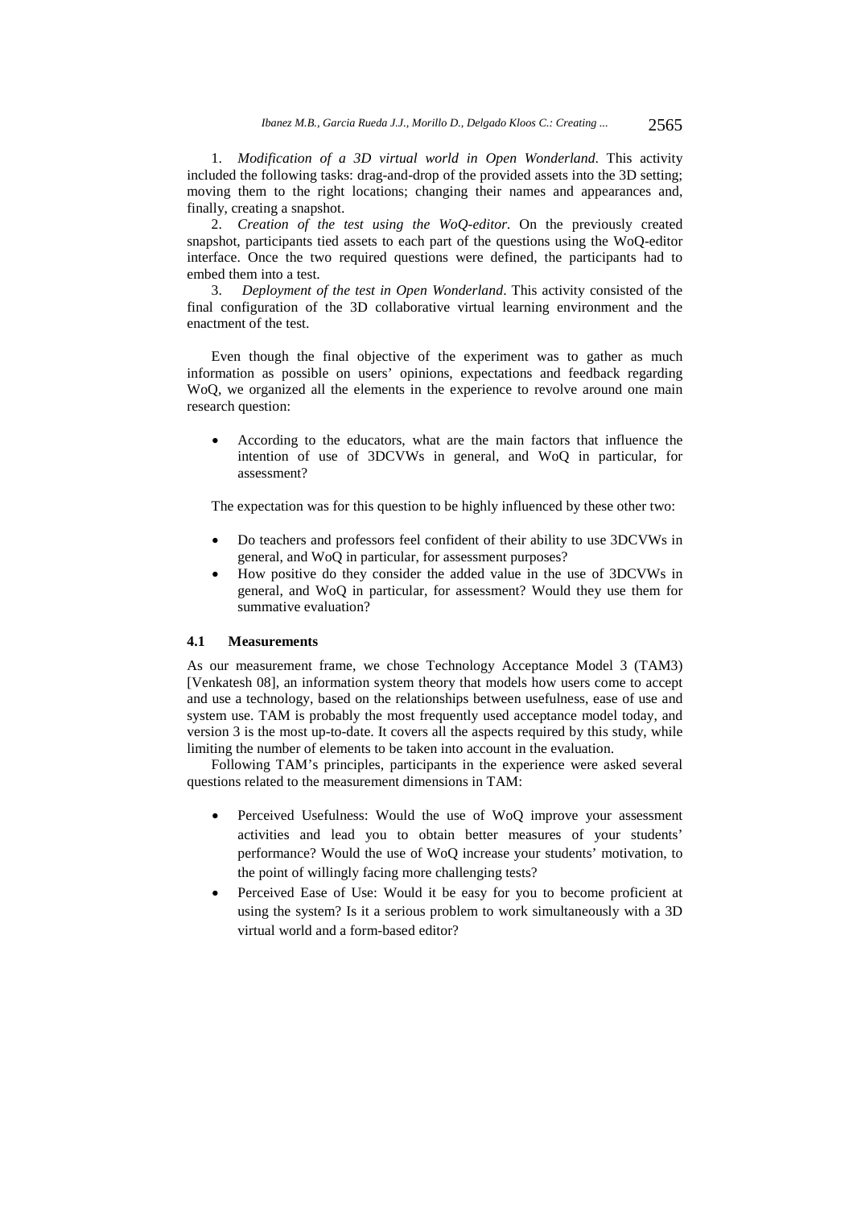1. *Modification of a 3D virtual world in Open Wonderland*. This activity included the following tasks: drag-and-drop of the provided assets into the 3D setting; moving them to the right locations; changing their names and appearances and, finally, creating a snapshot.
2. *Creation of the test using the WoQ-editor*. On the previously created snapshot, participants tied assets to each part of the questions using the WoQ-editor interface. Once the two required questions were defined, the participants had to embed them into a test.
3. *Deployment of the test in Open Wonderland*. This activity consisted of the final configuration of the 3D collaborative virtual learning environment and the enactment of the test.

Even though the final objective of the experiment was to gather as much information as possible on users' opinions, expectations and feedback regarding WoQ, we organized all the elements in the experience to revolve around one main research question:

- According to the educators, what are the main factors that influence the intention of use of 3DCVWs in general, and WoQ in particular, for assessment?

The expectation was for this question to be highly influenced by these other two:

- Do teachers and professors feel confident of their ability to use 3DCVWs in general, and WoQ in particular, for assessment purposes?
- How positive do they consider the added value in the use of 3DCVWs in general, and WoQ in particular, for assessment? Would they use them for summative evaluation?

### 4.1 Measurements

As our measurement frame, we chose Technology Acceptance Model 3 (TAM3) [Venkatesh 08], an information system theory that models how users come to accept and use a technology, based on the relationships between usefulness, ease of use and system use. TAM is probably the most frequently used acceptance model today, and version 3 is the most up-to-date. It covers all the aspects required by this study, while limiting the number of elements to be taken into account in the evaluation.

Following TAM's principles, participants in the experience were asked several questions related to the measurement dimensions in TAM:

- Perceived Usefulness: Would the use of WoQ improve your assessment activities and lead you to obtain better measures of your students' performance? Would the use of WoQ increase your students' motivation, to the point of willingly facing more challenging tests?
- Perceived Ease of Use: Would it be easy for you to become proficient at using the system? Is it a serious problem to work simultaneously with a 3D virtual world and a form-based editor?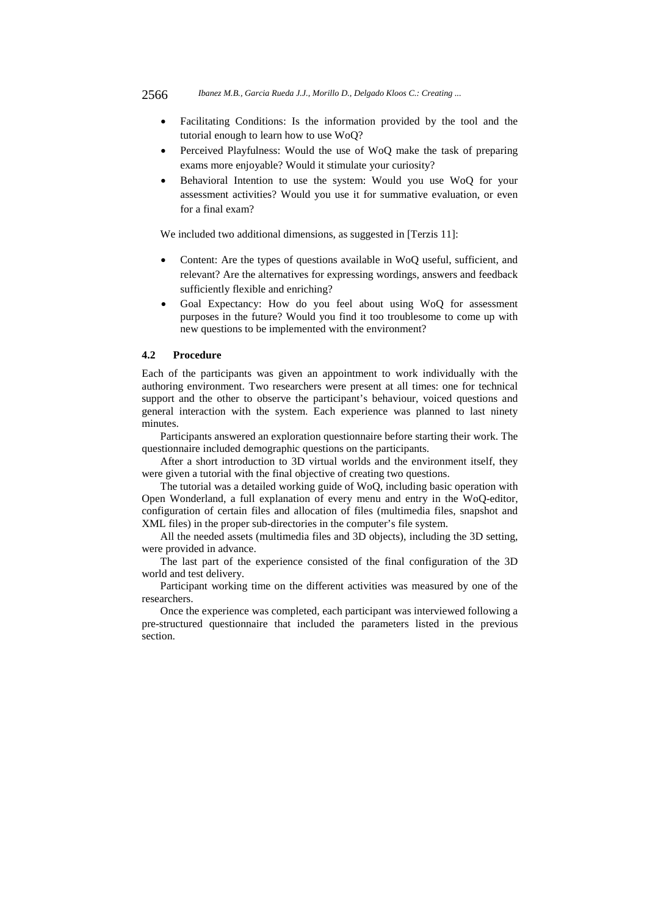- Facilitating Conditions: Is the information provided by the tool and the tutorial enough to learn how to use WoQ?
- Perceived Playfulness: Would the use of WoQ make the task of preparing exams more enjoyable? Would it stimulate your curiosity?
- Behavioral Intention to use the system: Would you use WoQ for your assessment activities? Would you use it for summative evaluation, or even for a final exam?

We included two additional dimensions, as suggested in [Terzis 11]:

- Content: Are the types of questions available in WoQ useful, sufficient, and relevant? Are the alternatives for expressing wordings, answers and feedback sufficiently flexible and enriching?
- Goal Expectancy: How do you feel about using WoQ for assessment purposes in the future? Would you find it too troublesome to come up with new questions to be implemented with the environment?

### 4.2 Procedure

Each of the participants was given an appointment to work individually with the authoring environment. Two researchers were present at all times: one for technical support and the other to observe the participant's behaviour, voiced questions and general interaction with the system. Each experience was planned to last ninety minutes.

Participants answered an exploration questionnaire before starting their work. The questionnaire included demographic questions on the participants.

After a short introduction to 3D virtual worlds and the environment itself, they were given a tutorial with the final objective of creating two questions.

The tutorial was a detailed working guide of WoQ, including basic operation with Open Wonderland, a full explanation of every menu and entry in the WoQ-editor, configuration of certain files and allocation of files (multimedia files, snapshot and XML files) in the proper sub-directories in the computer's file system.

All the needed assets (multimedia files and 3D objects), including the 3D setting, were provided in advance.

The last part of the experience consisted of the final configuration of the 3D world and test delivery.

Participant working time on the different activities was measured by one of the researchers.

Once the experience was completed, each participant was interviewed following a pre-structured questionnaire that included the parameters listed in the previous section.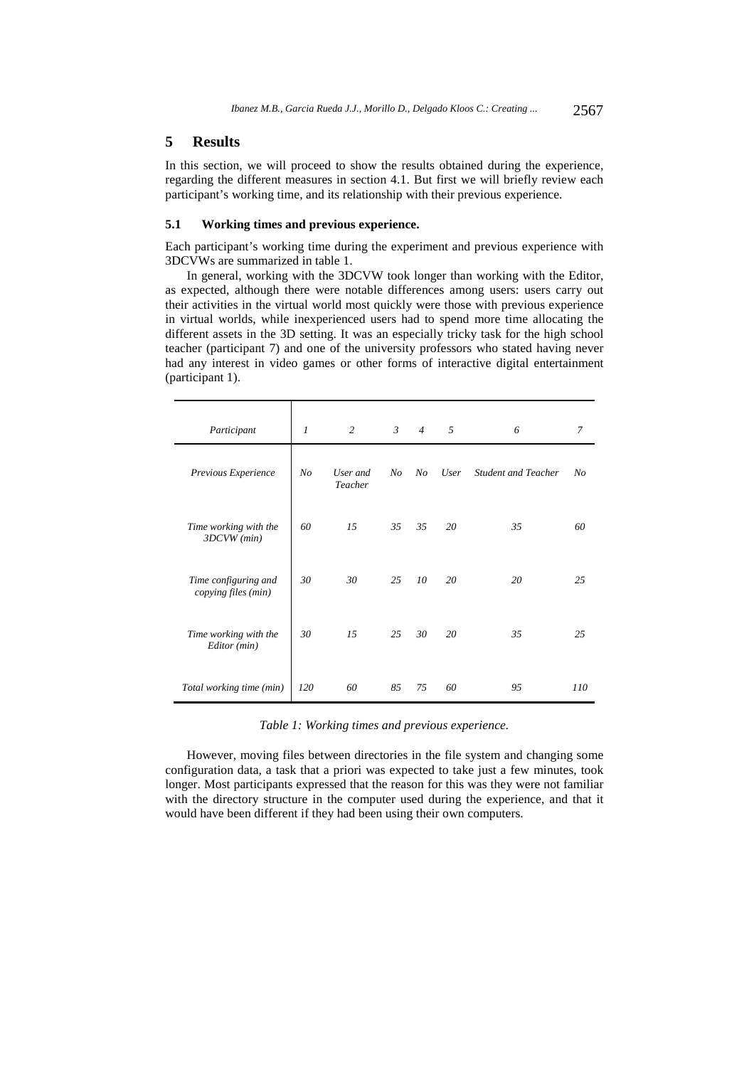## 5 Results

In this section, we will proceed to show the results obtained during the experience, regarding the different measures in section 4.1. But first we will briefly review each participant's working time, and its relationship with their previous experience.

### 5.1 Working times and previous experience.

Each participant's working time during the experiment and previous experience with 3DCVWs are summarized in table 1.

In general, working with the 3DCVW took longer than working with the Editor, as expected, although there were notable differences among users: users carry out their activities in the virtual world most quickly were those with previous experience in virtual worlds, while inexperienced users had to spend more time allocating the different assets in the 3D setting. It was an especially tricky task for the high school teacher (participant 7) and one of the university professors who stated having never had any interest in video games or other forms of interactive digital entertainment (participant 1).

| *Participant* | *1* | *2* | *3* | *4* | *5* | *6* | *7* |
|---|---|---|---|---|---|---|---|
| *Previous Experience* | *No* | *User and Teacher* | *No* | *No* | *User* | *Student and Teacher* | *No* |
| *Time working with the 3DCVW (min)* | *60* | *15* | *35* | *35* | *20* | *35* | *60* |
| *Time configuring and copying files (min)* | *30* | *30* | *25* | *10* | *20* | *20* | *25* |
| *Time working with the Editor (min)* | *30* | *15* | *25* | *30* | *20* | *35* | *25* |
| *Total working time (min)* | *120* | *60* | *85* | *75* | *60* | *95* | *110* |

*Table 1: Working times and previous experience.*

However, moving files between directories in the file system and changing some configuration data, a task that a priori was expected to take just a few minutes, took longer. Most participants expressed that the reason for this was they were not familiar with the directory structure in the computer used during the experience, and that it would have been different if they had been using their own computers.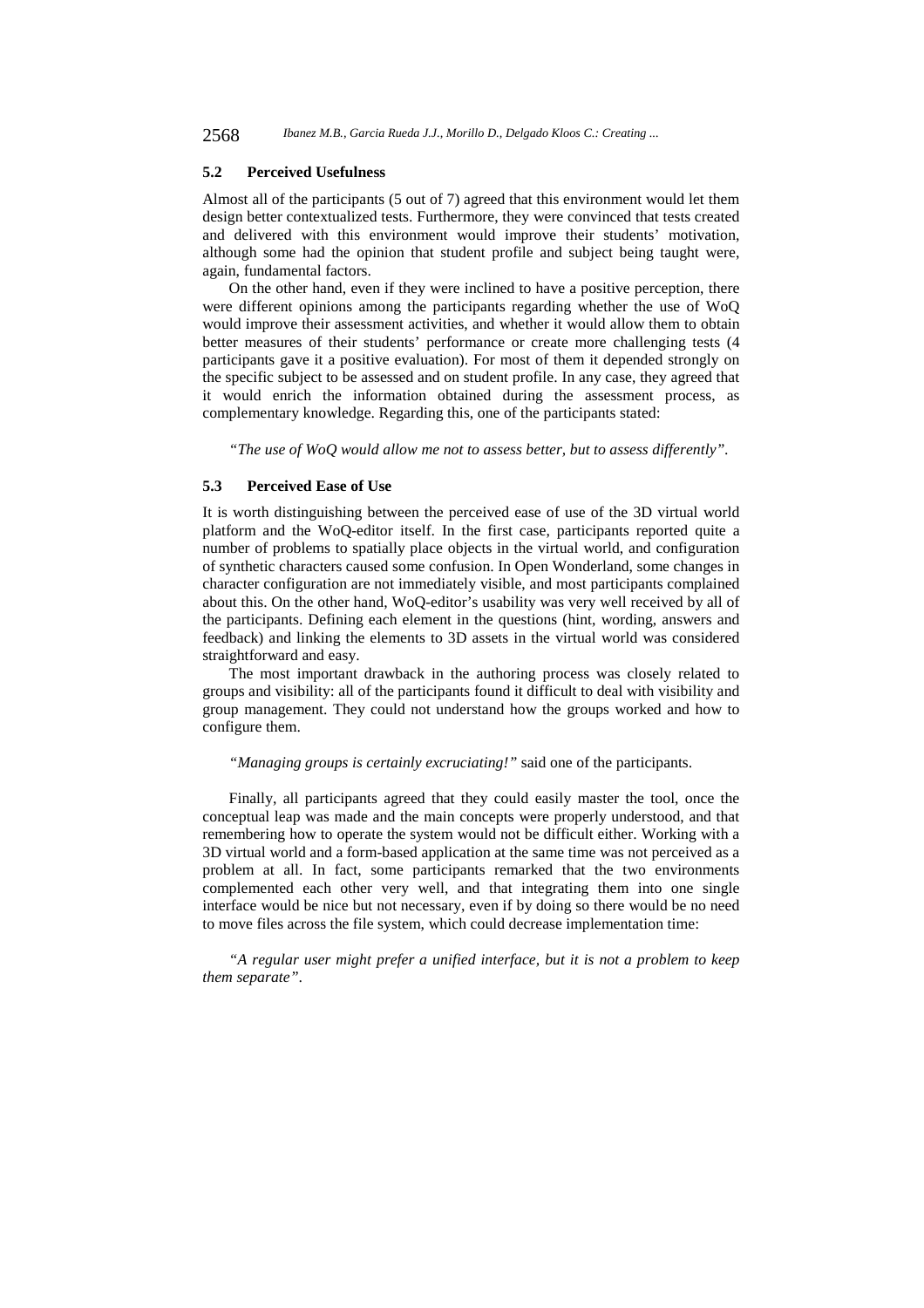### 5.2 Perceived Usefulness

Almost all of the participants (5 out of 7) agreed that this environment would let them design better contextualized tests. Furthermore, they were convinced that tests created and delivered with this environment would improve their students' motivation, although some had the opinion that student profile and subject being taught were, again, fundamental factors.

On the other hand, even if they were inclined to have a positive perception, there were different opinions among the participants regarding whether the use of WoQ would improve their assessment activities, and whether it would allow them to obtain better measures of their students' performance or create more challenging tests (4 participants gave it a positive evaluation). For most of them it depended strongly on the specific subject to be assessed and on student profile. In any case, they agreed that it would enrich the information obtained during the assessment process, as complementary knowledge. Regarding this, one of the participants stated:

*"The use of WoQ would allow me not to assess better, but to assess differently".*

### 5.3 Perceived Ease of Use

It is worth distinguishing between the perceived ease of use of the 3D virtual world platform and the WoQ-editor itself. In the first case, participants reported quite a number of problems to spatially place objects in the virtual world, and configuration of synthetic characters caused some confusion. In Open Wonderland, some changes in character configuration are not immediately visible, and most participants complained about this. On the other hand, WoQ-editor's usability was very well received by all of the participants. Defining each element in the questions (hint, wording, answers and feedback) and linking the elements to 3D assets in the virtual world was considered straightforward and easy.

The most important drawback in the authoring process was closely related to groups and visibility: all of the participants found it difficult to deal with visibility and group management. They could not understand how the groups worked and how to configure them.

*"Managing groups is certainly excruciating!"* said one of the participants.

Finally, all participants agreed that they could easily master the tool, once the conceptual leap was made and the main concepts were properly understood, and that remembering how to operate the system would not be difficult either. Working with a 3D virtual world and a form-based application at the same time was not perceived as a problem at all. In fact, some participants remarked that the two environments complemented each other very well, and that integrating them into one single interface would be nice but not necessary, even if by doing so there would be no need to move files across the file system, which could decrease implementation time:

*"A regular user might prefer a unified interface, but it is not a problem to keep them separate".*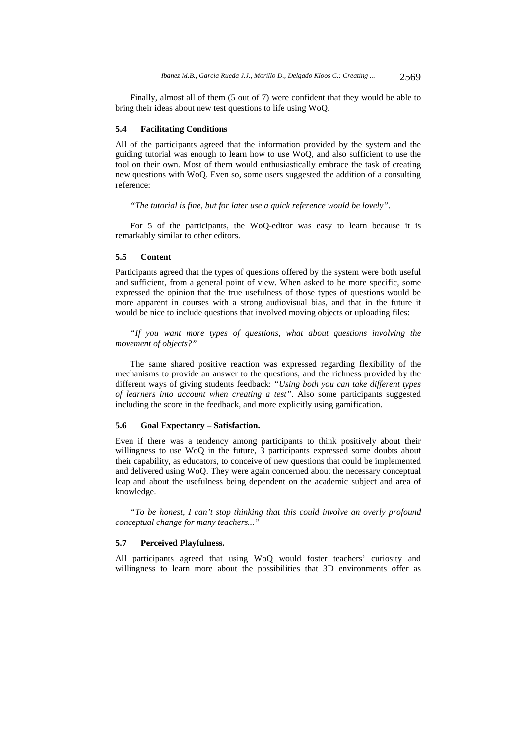Finally, almost all of them (5 out of 7) were confident that they would be able to bring their ideas about new test questions to life using WoQ.

### 5.4 Facilitating Conditions

All of the participants agreed that the information provided by the system and the guiding tutorial was enough to learn how to use WoQ, and also sufficient to use the tool on their own. Most of them would enthusiastically embrace the task of creating new questions with WoQ. Even so, some users suggested the addition of a consulting reference:

*"The tutorial is fine, but for later use a quick reference would be lovely".*

For 5 of the participants, the WoQ-editor was easy to learn because it is remarkably similar to other editors.

### 5.5 Content

Participants agreed that the types of questions offered by the system were both useful and sufficient, from a general point of view. When asked to be more specific, some expressed the opinion that the true usefulness of those types of questions would be more apparent in courses with a strong audiovisual bias, and that in the future it would be nice to include questions that involved moving objects or uploading files:

*"If you want more types of questions, what about questions involving the movement of objects?"*

The same shared positive reaction was expressed regarding flexibility of the mechanisms to provide an answer to the questions, and the richness provided by the different ways of giving students feedback: *"Using both you can take different types of learners into account when creating a test"*. Also some participants suggested including the score in the feedback, and more explicitly using gamification.

### 5.6 Goal Expectancy – Satisfaction.

Even if there was a tendency among participants to think positively about their willingness to use WoQ in the future, 3 participants expressed some doubts about their capability, as educators, to conceive of new questions that could be implemented and delivered using WoQ. They were again concerned about the necessary conceptual leap and about the usefulness being dependent on the academic subject and area of knowledge.

*"To be honest, I can't stop thinking that this could involve an overly profound conceptual change for many teachers..."*

### 5.7 Perceived Playfulness.

All participants agreed that using WoQ would foster teachers' curiosity and willingness to learn more about the possibilities that 3D environments offer as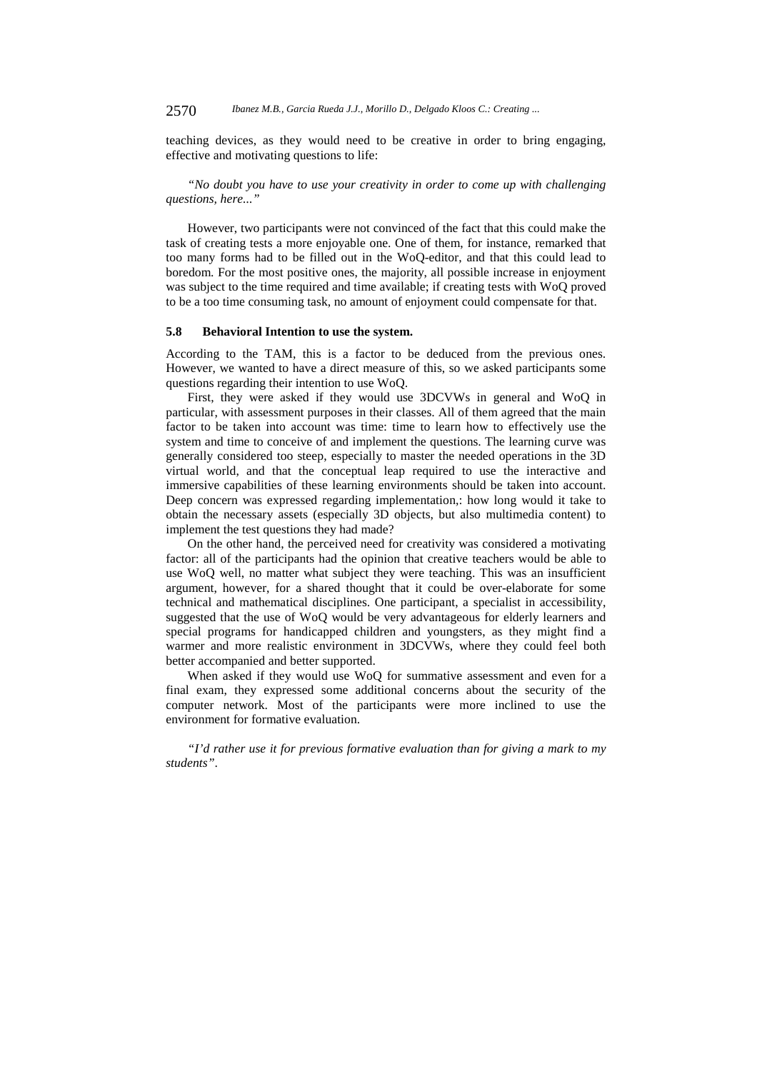teaching devices, as they would need to be creative in order to bring engaging, effective and motivating questions to life:

*"No doubt you have to use your creativity in order to come up with challenging questions, here..."*

However, two participants were not convinced of the fact that this could make the task of creating tests a more enjoyable one. One of them, for instance, remarked that too many forms had to be filled out in the WoQ-editor, and that this could lead to boredom. For the most positive ones, the majority, all possible increase in enjoyment was subject to the time required and time available; if creating tests with WoQ proved to be a too time consuming task, no amount of enjoyment could compensate for that.

### 5.8 Behavioral Intention to use the system.

According to the TAM, this is a factor to be deduced from the previous ones. However, we wanted to have a direct measure of this, so we asked participants some questions regarding their intention to use WoQ.

First, they were asked if they would use 3DCVWs in general and WoQ in particular, with assessment purposes in their classes. All of them agreed that the main factor to be taken into account was time: time to learn how to effectively use the system and time to conceive of and implement the questions. The learning curve was generally considered too steep, especially to master the needed operations in the 3D virtual world, and that the conceptual leap required to use the interactive and immersive capabilities of these learning environments should be taken into account. Deep concern was expressed regarding implementation,: how long would it take to obtain the necessary assets (especially 3D objects, but also multimedia content) to implement the test questions they had made?

On the other hand, the perceived need for creativity was considered a motivating factor: all of the participants had the opinion that creative teachers would be able to use WoQ well, no matter what subject they were teaching. This was an insufficient argument, however, for a shared thought that it could be over-elaborate for some technical and mathematical disciplines. One participant, a specialist in accessibility, suggested that the use of WoQ would be very advantageous for elderly learners and special programs for handicapped children and youngsters, as they might find a warmer and more realistic environment in 3DCVWs, where they could feel both better accompanied and better supported.

When asked if they would use WoQ for summative assessment and even for a final exam, they expressed some additional concerns about the security of the computer network. Most of the participants were more inclined to use the environment for formative evaluation.

*"I'd rather use it for previous formative evaluation than for giving a mark to my students".*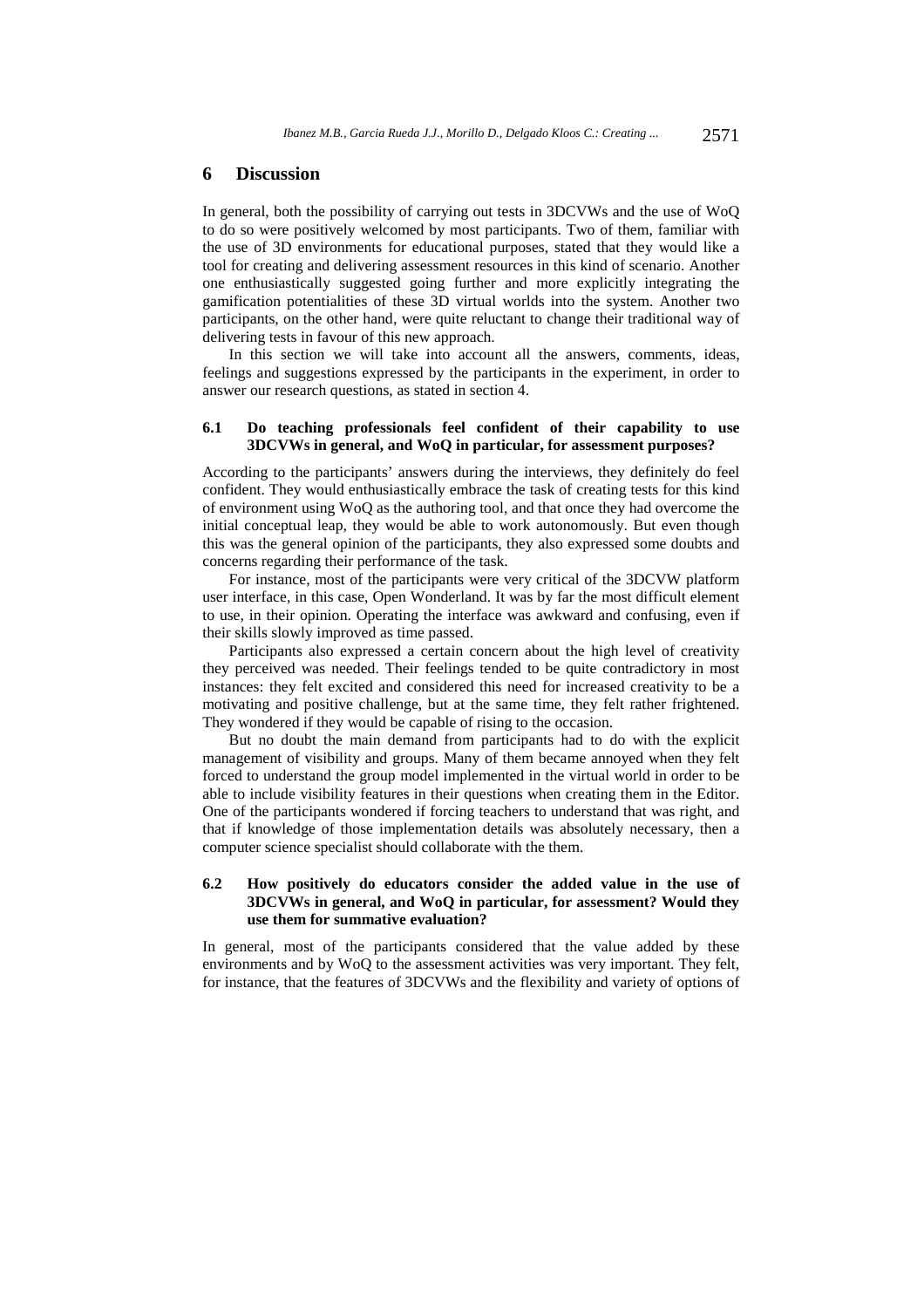## 6 Discussion

In general, both the possibility of carrying out tests in 3DCVWs and the use of WoQ to do so were positively welcomed by most participants. Two of them, familiar with the use of 3D environments for educational purposes, stated that they would like a tool for creating and delivering assessment resources in this kind of scenario. Another one enthusiastically suggested going further and more explicitly integrating the gamification potentialities of these 3D virtual worlds into the system. Another two participants, on the other hand, were quite reluctant to change their traditional way of delivering tests in favour of this new approach.

In this section we will take into account all the answers, comments, ideas, feelings and suggestions expressed by the participants in the experiment, in order to answer our research questions, as stated in section 4.

### 6.1 Do teaching professionals feel confident of their capability to use 3DCVWs in general, and WoQ in particular, for assessment purposes?

According to the participants' answers during the interviews, they definitely do feel confident. They would enthusiastically embrace the task of creating tests for this kind of environment using WoQ as the authoring tool, and that once they had overcome the initial conceptual leap, they would be able to work autonomously. But even though this was the general opinion of the participants, they also expressed some doubts and concerns regarding their performance of the task.

For instance, most of the participants were very critical of the 3DCVW platform user interface, in this case, Open Wonderland. It was by far the most difficult element to use, in their opinion. Operating the interface was awkward and confusing, even if their skills slowly improved as time passed.

Participants also expressed a certain concern about the high level of creativity they perceived was needed. Their feelings tended to be quite contradictory in most instances: they felt excited and considered this need for increased creativity to be a motivating and positive challenge, but at the same time, they felt rather frightened. They wondered if they would be capable of rising to the occasion.

But no doubt the main demand from participants had to do with the explicit management of visibility and groups. Many of them became annoyed when they felt forced to understand the group model implemented in the virtual world in order to be able to include visibility features in their questions when creating them in the Editor. One of the participants wondered if forcing teachers to understand that was right, and that if knowledge of those implementation details was absolutely necessary, then a computer science specialist should collaborate with the them.

### 6.2 How positively do educators consider the added value in the use of 3DCVWs in general, and WoQ in particular, for assessment? Would they use them for summative evaluation?

In general, most of the participants considered that the value added by these environments and by WoQ to the assessment activities was very important. They felt, for instance, that the features of 3DCVWs and the flexibility and variety of options of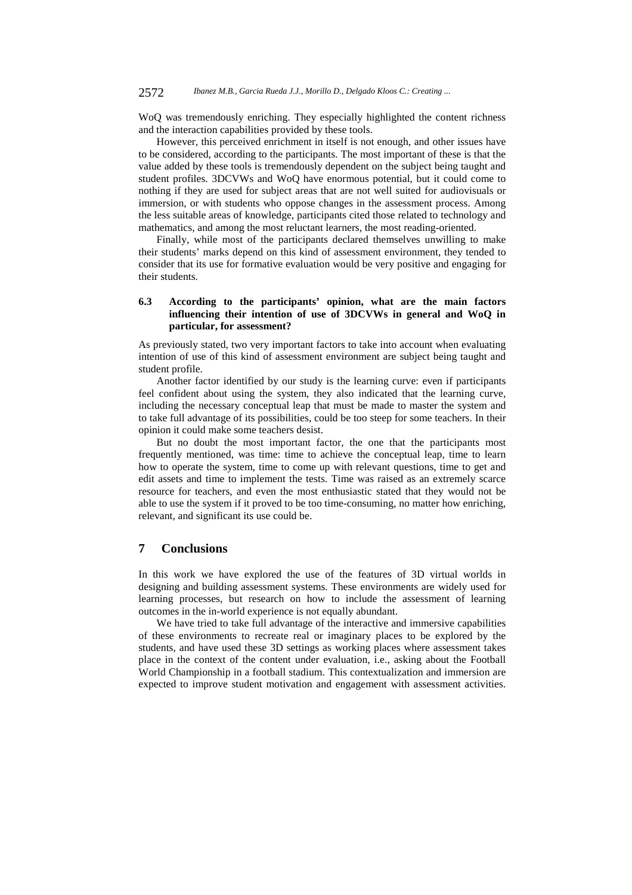WoQ was tremendously enriching. They especially highlighted the content richness and the interaction capabilities provided by these tools.

However, this perceived enrichment in itself is not enough, and other issues have to be considered, according to the participants. The most important of these is that the value added by these tools is tremendously dependent on the subject being taught and student profiles. 3DCVWs and WoQ have enormous potential, but it could come to nothing if they are used for subject areas that are not well suited for audiovisuals or immersion, or with students who oppose changes in the assessment process. Among the less suitable areas of knowledge, participants cited those related to technology and mathematics, and among the most reluctant learners, the most reading-oriented.

Finally, while most of the participants declared themselves unwilling to make their students' marks depend on this kind of assessment environment, they tended to consider that its use for formative evaluation would be very positive and engaging for their students.

### 6.3 According to the participants' opinion, what are the main factors influencing their intention of use of 3DCVWs in general and WoQ in particular, for assessment?

As previously stated, two very important factors to take into account when evaluating intention of use of this kind of assessment environment are subject being taught and student profile.

Another factor identified by our study is the learning curve: even if participants feel confident about using the system, they also indicated that the learning curve, including the necessary conceptual leap that must be made to master the system and to take full advantage of its possibilities, could be too steep for some teachers. In their opinion it could make some teachers desist.

But no doubt the most important factor, the one that the participants most frequently mentioned, was time: time to achieve the conceptual leap, time to learn how to operate the system, time to come up with relevant questions, time to get and edit assets and time to implement the tests. Time was raised as an extremely scarce resource for teachers, and even the most enthusiastic stated that they would not be able to use the system if it proved to be too time-consuming, no matter how enriching, relevant, and significant its use could be.

## 7 Conclusions

In this work we have explored the use of the features of 3D virtual worlds in designing and building assessment systems. These environments are widely used for learning processes, but research on how to include the assessment of learning outcomes in the in-world experience is not equally abundant.

We have tried to take full advantage of the interactive and immersive capabilities of these environments to recreate real or imaginary places to be explored by the students, and have used these 3D settings as working places where assessment takes place in the context of the content under evaluation, i.e., asking about the Football World Championship in a football stadium. This contextualization and immersion are expected to improve student motivation and engagement with assessment activities.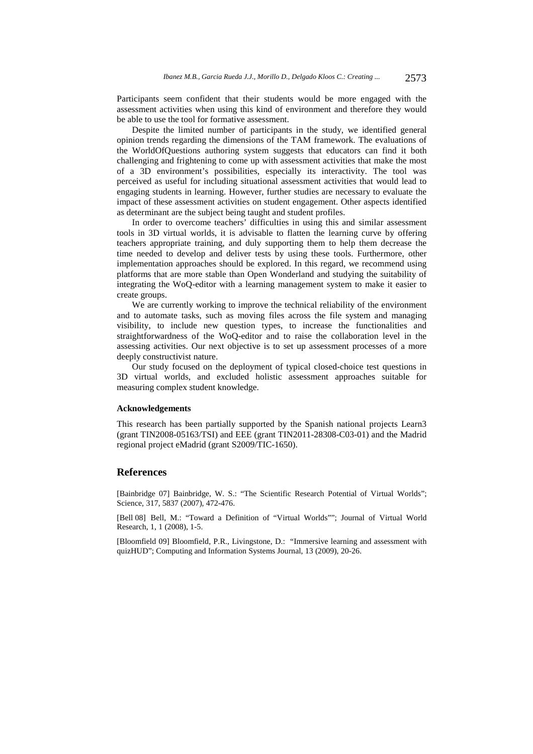Participants seem confident that their students would be more engaged with the assessment activities when using this kind of environment and therefore they would be able to use the tool for formative assessment.

Despite the limited number of participants in the study, we identified general opinion trends regarding the dimensions of the TAM framework. The evaluations of the WorldOfQuestions authoring system suggests that educators can find it both challenging and frightening to come up with assessment activities that make the most of a 3D environment's possibilities, especially its interactivity. The tool was perceived as useful for including situational assessment activities that would lead to engaging students in learning. However, further studies are necessary to evaluate the impact of these assessment activities on student engagement. Other aspects identified as determinant are the subject being taught and student profiles.

In order to overcome teachers' difficulties in using this and similar assessment tools in 3D virtual worlds, it is advisable to flatten the learning curve by offering teachers appropriate training, and duly supporting them to help them decrease the time needed to develop and deliver tests by using these tools. Furthermore, other implementation approaches should be explored. In this regard, we recommend using platforms that are more stable than Open Wonderland and studying the suitability of integrating the WoQ-editor with a learning management system to make it easier to create groups.

We are currently working to improve the technical reliability of the environment and to automate tasks, such as moving files across the file system and managing visibility, to include new question types, to increase the functionalities and straightforwardness of the WoQ-editor and to raise the collaboration level in the assessing activities. Our next objective is to set up assessment processes of a more deeply constructivist nature.

Our study focused on the deployment of typical closed-choice test questions in 3D virtual worlds, and excluded holistic assessment approaches suitable for measuring complex student knowledge.

**Acknowledgements**

This research has been partially supported by the Spanish national projects Learn3 (grant TIN2008-05163/TSI) and EEE (grant TIN2011-28308-C03-01) and the Madrid regional project eMadrid (grant S2009/TIC-1650).

## References

[Bainbridge 07] Bainbridge, W. S.: "The Scientific Research Potential of Virtual Worlds"; Science, 317, 5837 (2007), 472-476.

[Bell 08] Bell, M.: "Toward a Definition of "Virtual Worlds""; Journal of Virtual World Research, 1, 1 (2008), 1-5.

[Bloomfield 09] Bloomfield, P.R., Livingstone, D.: "Immersive learning and assessment with quizHUD"; Computing and Information Systems Journal, 13 (2009), 20-26.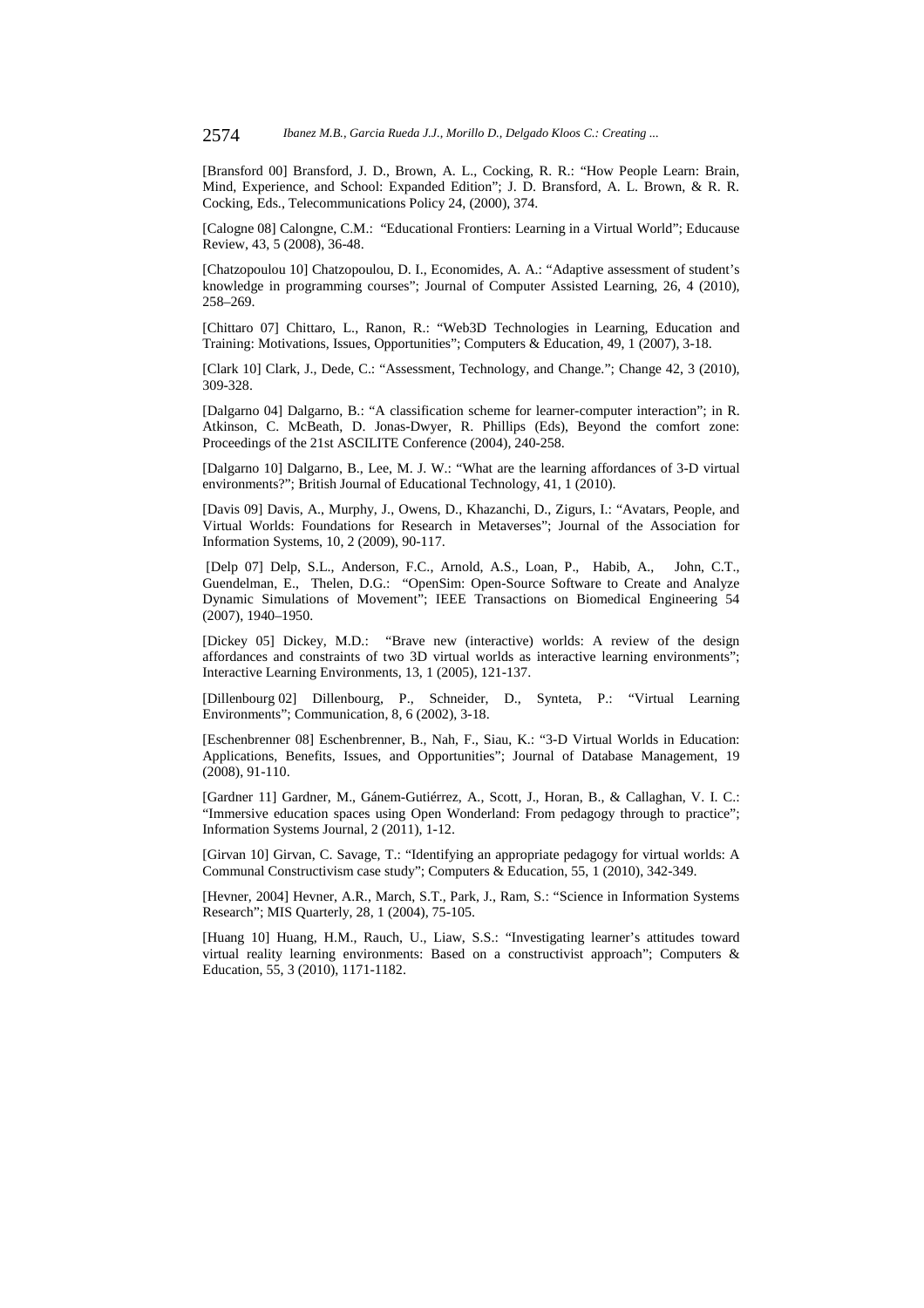[Bransford 00] Bransford, J. D., Brown, A. L., Cocking, R. R.: "How People Learn: Brain, Mind, Experience, and School: Expanded Edition"; J. D. Bransford, A. L. Brown, & R. R. Cocking, Eds., Telecommunications Policy 24, (2000), 374.

[Calogne 08] Calongne, C.M.: "Educational Frontiers: Learning in a Virtual World"; Educause Review, 43, 5 (2008), 36-48.

[Chatzopoulou 10] Chatzopoulou, D. I., Economides, A. A.: "Adaptive assessment of student's knowledge in programming courses"; Journal of Computer Assisted Learning, 26, 4 (2010), 258–269.

[Chittaro 07] Chittaro, L., Ranon, R.: "Web3D Technologies in Learning, Education and Training: Motivations, Issues, Opportunities"; Computers & Education, 49, 1 (2007), 3-18.

[Clark 10] Clark, J., Dede, C.: "Assessment, Technology, and Change."; Change 42, 3 (2010), 309-328.

[Dalgarno 04] Dalgarno, B.: "A classification scheme for learner-computer interaction"; in R. Atkinson, C. McBeath, D. Jonas-Dwyer, R. Phillips (Eds), Beyond the comfort zone: Proceedings of the 21st ASCILITE Conference (2004), 240-258.

[Dalgarno 10] Dalgarno, B., Lee, M. J. W.: "What are the learning affordances of 3-D virtual environments?"; British Journal of Educational Technology, 41, 1 (2010).

[Davis 09] Davis, A., Murphy, J., Owens, D., Khazanchi, D., Zigurs, I.: "Avatars, People, and Virtual Worlds: Foundations for Research in Metaverses"; Journal of the Association for Information Systems, 10, 2 (2009), 90-117.

[Delp 07] Delp, S.L., Anderson, F.C., Arnold, A.S., Loan, P., Habib, A., John, C.T., Guendelman, E., Thelen, D.G.: "OpenSim: Open-Source Software to Create and Analyze Dynamic Simulations of Movement"; IEEE Transactions on Biomedical Engineering 54 (2007), 1940–1950.

[Dickey 05] Dickey, M.D.: "Brave new (interactive) worlds: A review of the design affordances and constraints of two 3D virtual worlds as interactive learning environments"; Interactive Learning Environments, 13, 1 (2005), 121-137.

[Dillenbourg 02] Dillenbourg, P., Schneider, D., Synteta, P.: "Virtual Learning Environments"; Communication, 8, 6 (2002), 3-18.

[Eschenbrenner 08] Eschenbrenner, B., Nah, F., Siau, K.: "3-D Virtual Worlds in Education: Applications, Benefits, Issues, and Opportunities"; Journal of Database Management, 19 (2008), 91-110.

[Gardner 11] Gardner, M., Gánem-Gutiérrez, A., Scott, J., Horan, B., & Callaghan, V. I. C.: "Immersive education spaces using Open Wonderland: From pedagogy through to practice"; Information Systems Journal, 2 (2011), 1-12.

[Girvan 10] Girvan, C. Savage, T.: "Identifying an appropriate pedagogy for virtual worlds: A Communal Constructivism case study"; Computers & Education, 55, 1 (2010), 342-349.

[Hevner, 2004] Hevner, A.R., March, S.T., Park, J., Ram, S.: "Science in Information Systems Research"; MIS Quarterly, 28, 1 (2004), 75-105.

[Huang 10] Huang, H.M., Rauch, U., Liaw, S.S.: "Investigating learner's attitudes toward virtual reality learning environments: Based on a constructivist approach"; Computers & Education, 55, 3 (2010), 1171-1182.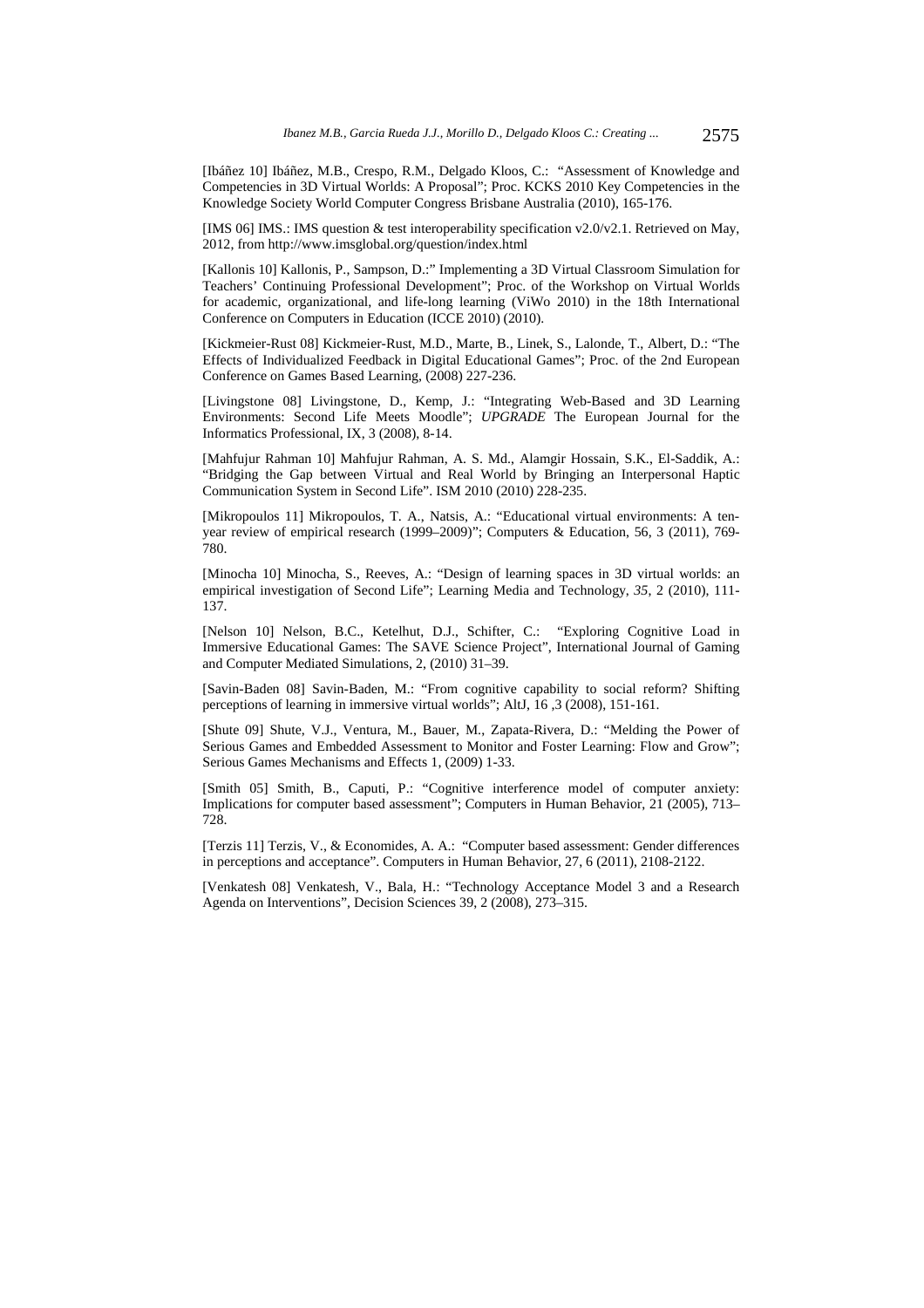[Ibáñez 10] Ibáñez, M.B., Crespo, R.M., Delgado Kloos, C.: "Assessment of Knowledge and Competencies in 3D Virtual Worlds: A Proposal"; Proc. KCKS 2010 Key Competencies in the Knowledge Society World Computer Congress Brisbane Australia (2010), 165-176.

[IMS 06] IMS.: IMS question & test interoperability specification v2.0/v2.1. Retrieved on May, 2012, from http://www.imsglobal.org/question/index.html

[Kallonis 10] Kallonis, P., Sampson, D.:" Implementing a 3D Virtual Classroom Simulation for Teachers' Continuing Professional Development"; Proc. of the Workshop on Virtual Worlds for academic, organizational, and life-long learning (ViWo 2010) in the 18th International Conference on Computers in Education (ICCE 2010) (2010).

[Kickmeier-Rust 08] Kickmeier-Rust, M.D., Marte, B., Linek, S., Lalonde, T., Albert, D.: "The Effects of Individualized Feedback in Digital Educational Games"; Proc. of the 2nd European Conference on Games Based Learning, (2008) 227-236.

[Livingstone 08] Livingstone, D., Kemp, J.: "Integrating Web-Based and 3D Learning Environments: Second Life Meets Moodle"; *UPGRADE* The European Journal for the Informatics Professional, IX, 3 (2008), 8-14.

[Mahfujur Rahman 10] Mahfujur Rahman, A. S. Md., Alamgir Hossain, S.K., El-Saddik, A.: "Bridging the Gap between Virtual and Real World by Bringing an Interpersonal Haptic Communication System in Second Life". ISM 2010 (2010) 228-235.

[Mikropoulos 11] Mikropoulos, T. A., Natsis, A.: "Educational virtual environments: A ten-year review of empirical research (1999–2009)"; Computers & Education, 56, 3 (2011), 769-780.

[Minocha 10] Minocha, S., Reeves, A.: "Design of learning spaces in 3D virtual worlds: an empirical investigation of Second Life"; Learning Media and Technology, *35*, 2 (2010), 111-137.

[Nelson 10] Nelson, B.C., Ketelhut, D.J., Schifter, C.: "Exploring Cognitive Load in Immersive Educational Games: The SAVE Science Project", International Journal of Gaming and Computer Mediated Simulations, 2, (2010) 31–39.

[Savin-Baden 08] Savin-Baden, M.: "From cognitive capability to social reform? Shifting perceptions of learning in immersive virtual worlds"; AltJ, 16 ,3 (2008), 151-161.

[Shute 09] Shute, V.J., Ventura, M., Bauer, M., Zapata-Rivera, D.: "Melding the Power of Serious Games and Embedded Assessment to Monitor and Foster Learning: Flow and Grow"; Serious Games Mechanisms and Effects 1, (2009) 1-33.

[Smith 05] Smith, B., Caputi, P.: "Cognitive interference model of computer anxiety: Implications for computer based assessment"; Computers in Human Behavior, 21 (2005), 713–728.

[Terzis 11] Terzis, V., & Economides, A. A.: "Computer based assessment: Gender differences in perceptions and acceptance". Computers in Human Behavior, 27, 6 (2011), 2108-2122.

[Venkatesh 08] Venkatesh, V., Bala, H.: "Technology Acceptance Model 3 and a Research Agenda on Interventions", Decision Sciences 39, 2 (2008), 273–315.